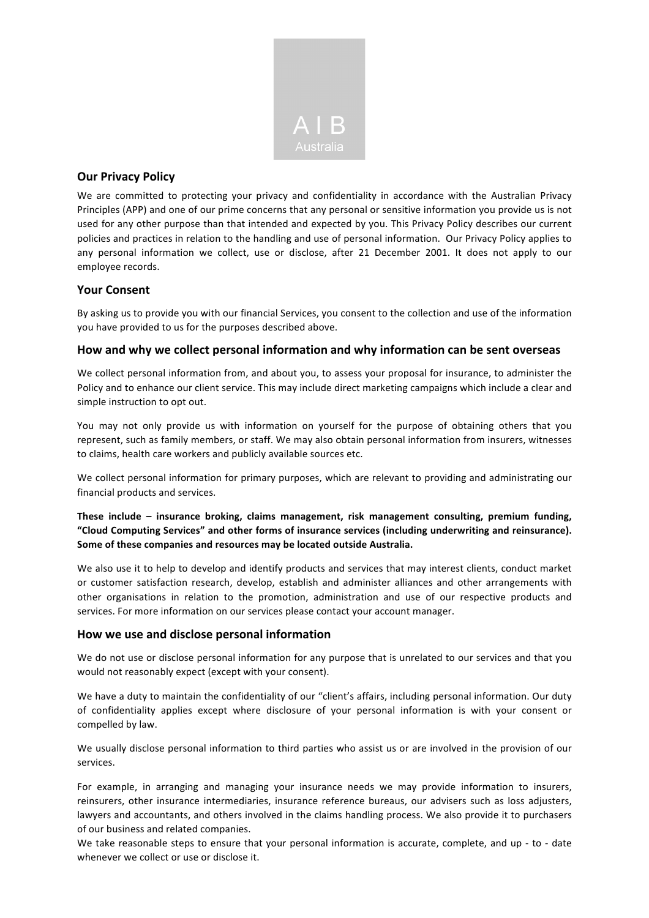A I B
Australia

## Our Privacy Policy

We are committed to protecting your privacy and confidentiality in accordance with the Australian Privacy Principles (APP) and one of our prime concerns that any personal or sensitive information you provide us is not used for any other purpose than that intended and expected by you. This Privacy Policy describes our current policies and practices in relation to the handling and use of personal information. Our Privacy Policy applies to any personal information we collect, use or disclose, after 21 December 2001. It does not apply to our employee records.

## Your Consent

By asking us to provide you with our financial Services, you consent to the collection and use of the information you have provided to us for the purposes described above.

## How and why we collect personal information and why information can be sent overseas

We collect personal information from, and about you, to assess your proposal for insurance, to administer the Policy and to enhance our client service. This may include direct marketing campaigns which include a clear and simple instruction to opt out.

You may not only provide us with information on yourself for the purpose of obtaining others that you represent, such as family members, or staff. We may also obtain personal information from insurers, witnesses to claims, health care workers and publicly available sources etc.

We collect personal information for primary purposes, which are relevant to providing and administrating our financial products and services.

**These include – insurance broking, claims management, risk management consulting, premium funding, "Cloud Computing Services" and other forms of insurance services (including underwriting and reinsurance). Some of these companies and resources may be located outside Australia.**

We also use it to help to develop and identify products and services that may interest clients, conduct market or customer satisfaction research, develop, establish and administer alliances and other arrangements with other organisations in relation to the promotion, administration and use of our respective products and services. For more information on our services please contact your account manager.

## How we use and disclose personal information

We do not use or disclose personal information for any purpose that is unrelated to our services and that you would not reasonably expect (except with your consent).

We have a duty to maintain the confidentiality of our "client's affairs, including personal information. Our duty of confidentiality applies except where disclosure of your personal information is with your consent or compelled by law.

We usually disclose personal information to third parties who assist us or are involved in the provision of our services.

For example, in arranging and managing your insurance needs we may provide information to insurers, reinsurers, other insurance intermediaries, insurance reference bureaus, our advisers such as loss adjusters, lawyers and accountants, and others involved in the claims handling process. We also provide it to purchasers of our business and related companies.
We take reasonable steps to ensure that your personal information is accurate, complete, and up - to - date whenever we collect or use or disclose it.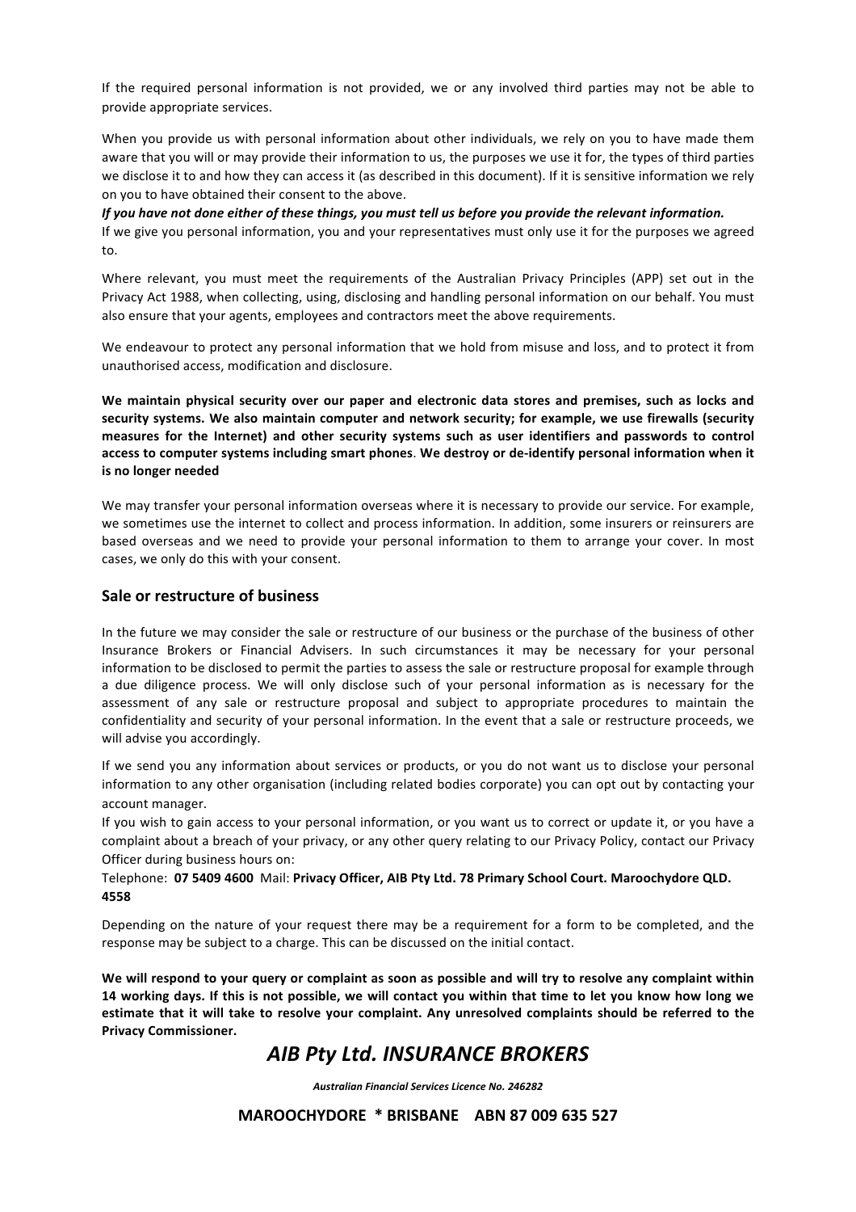If the required personal information is not provided, we or any involved third parties may not be able to provide appropriate services.

When you provide us with personal information about other individuals, we rely on you to have made them aware that you will or may provide their information to us, the purposes we use it for, the types of third parties we disclose it to and how they can access it (as described in this document). If it is sensitive information we rely on you to have obtained their consent to the above.

***If you have not done either of these things, you must tell us before you provide the relevant information.***

If we give you personal information, you and your representatives must only use it for the purposes we agreed to.

Where relevant, you must meet the requirements of the Australian Privacy Principles (APP) set out in the Privacy Act 1988, when collecting, using, disclosing and handling personal information on our behalf. You must also ensure that your agents, employees and contractors meet the above requirements.

We endeavour to protect any personal information that we hold from misuse and loss, and to protect it from unauthorised access, modification and disclosure.

**We maintain physical security over our paper and electronic data stores and premises, such as locks and security systems. We also maintain computer and network security; for example, we use firewalls (security measures for the Internet) and other security systems such as user identifiers and passwords to control access to computer systems including smart phones**. **We destroy or de-identify personal information when it is no longer needed**

We may transfer your personal information overseas where it is necessary to provide our service. For example, we sometimes use the internet to collect and process information. In addition, some insurers or reinsurers are based overseas and we need to provide your personal information to them to arrange your cover. In most cases, we only do this with your consent.

## Sale or restructure of business

In the future we may consider the sale or restructure of our business or the purchase of the business of other Insurance Brokers or Financial Advisers. In such circumstances it may be necessary for your personal information to be disclosed to permit the parties to assess the sale or restructure proposal for example through a due diligence process. We will only disclose such of your personal information as is necessary for the assessment of any sale or restructure proposal and subject to appropriate procedures to maintain the confidentiality and security of your personal information. In the event that a sale or restructure proceeds, we will advise you accordingly.

If we send you any information about services or products, or you do not want us to disclose your personal information to any other organisation (including related bodies corporate) you can opt out by contacting your account manager.

If you wish to gain access to your personal information, or you want us to correct or update it, or you have a complaint about a breach of your privacy, or any other query relating to our Privacy Policy, contact our Privacy Officer during business hours on:

Telephone: **07 5409 4600** Mail: **Privacy Officer, AIB Pty Ltd. 78 Primary School Court. Maroochydore QLD. 4558**

Depending on the nature of your request there may be a requirement for a form to be completed, and the response may be subject to a charge. This can be discussed on the initial contact.

**We will respond to your query or complaint as soon as possible and will try to resolve any complaint within 14 working days. If this is not possible, we will contact you within that time to let you know how long we estimate that it will take to resolve your complaint. Any unresolved complaints should be referred to the Privacy Commissioner.**

# *AIB Pty Ltd. INSURANCE BROKERS*

***Australian Financial Services Licence No. 246282***

**MAROOCHYDORE * BRISBANE ABN 87 009 635 527**